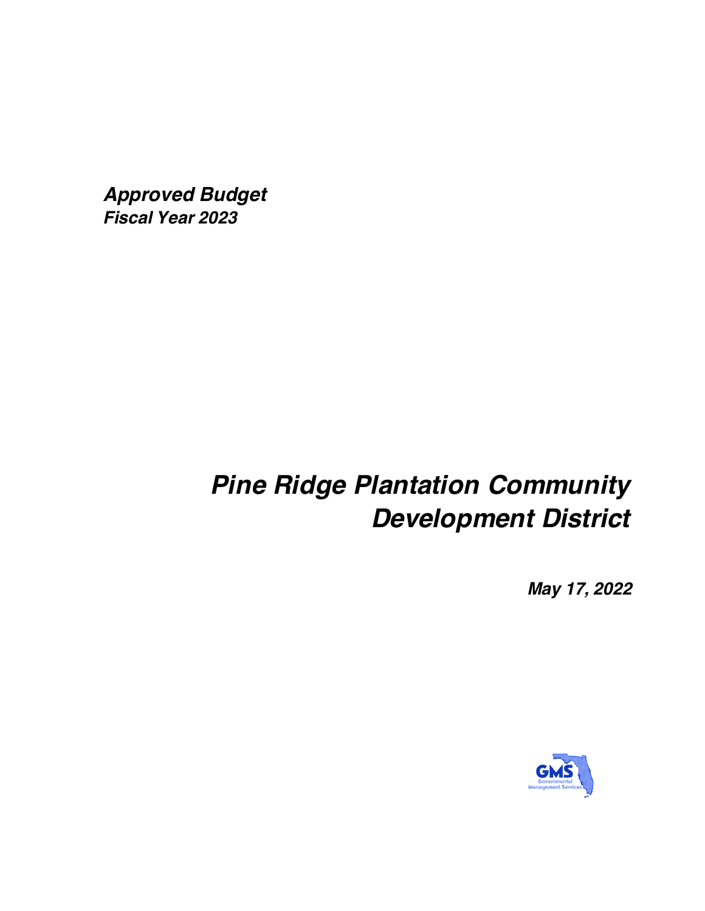***Approved Budget***
***Fiscal Year 2023***

# *Pine Ridge Plantation Community Development District*

***May 17, 2022***

GMS
Governmental
Management Services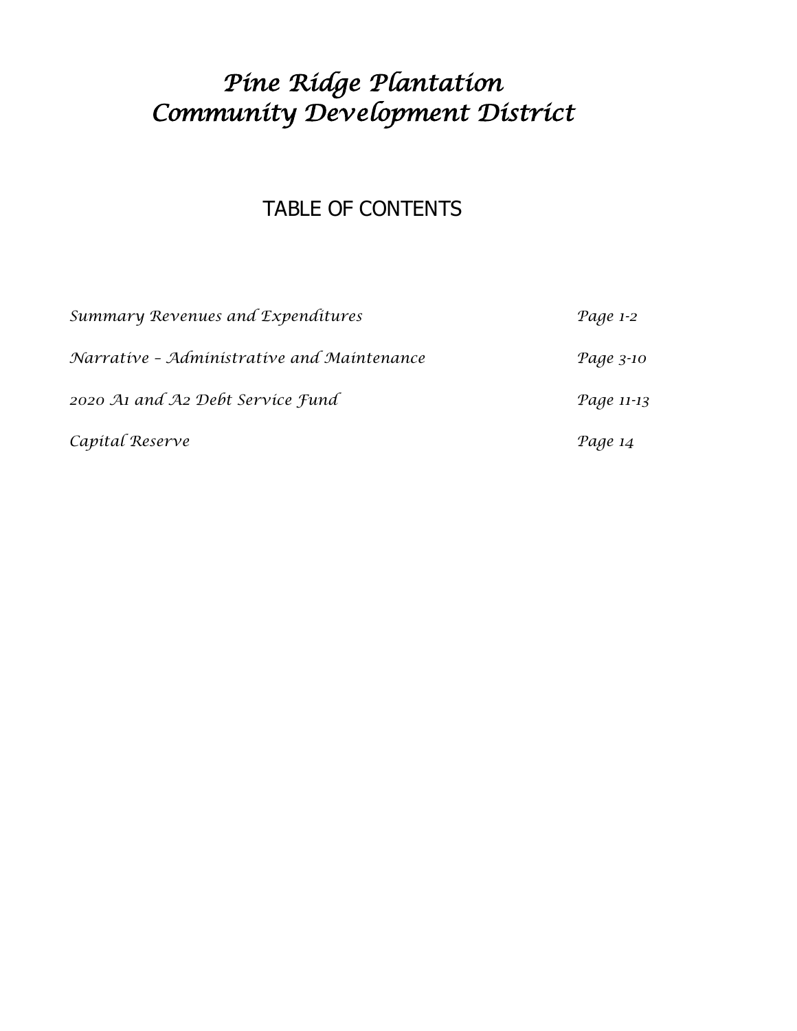# *Pine Ridge Plantation*
# *Community Development District*

## TABLE OF CONTENTS

| | |
|---|---|
| *Summary Revenues and Expenditures* | *Page 1-2* |
| *Narrative – Administrative and Maintenance* | *Page 3-10* |
| *2020 A1 and A2 Debt Service Fund* | *Page 11-13* |
| *Capital Reserve* | *Page 14* |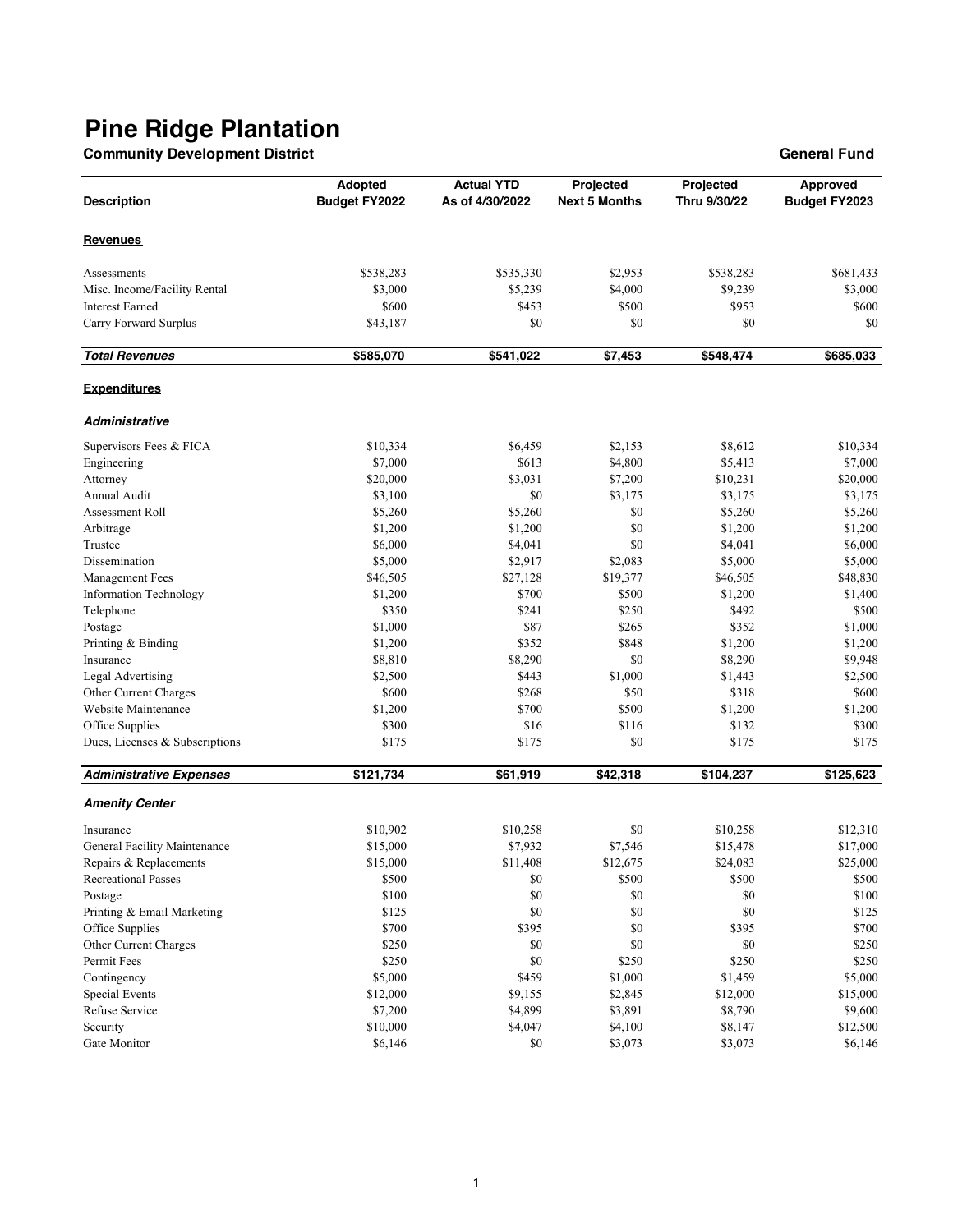# Pine Ridge Plantation

**Community Development District** **General Fund**

| Description | Adopted Budget FY2022 | Actual YTD As of 4/30/2022 | Projected Next 5 Months | Projected Thru 9/30/22 | Approved Budget FY2023 |
|---|---|---|---|---|---|
| **Revenues** | | | | | |
| Assessments | $538,283 | $535,330 | $2,953 | $538,283 | $681,433 |
| Misc. Income/Facility Rental | $3,000 | $5,239 | $4,000 | $9,239 | $3,000 |
| Interest Earned | $600 | $453 | $500 | $953 | $600 |
| Carry Forward Surplus | $43,187 | $0 | $0 | $0 | $0 |
| ***Total Revenues*** | **$585,070** | **$541,022** | **$7,453** | **$548,474** | **$685,033** |
| **Expenditures** | | | | | |
| ***Administrative*** | | | | | |
| Supervisors Fees & FICA | $10,334 | $6,459 | $2,153 | $8,612 | $10,334 |
| Engineering | $7,000 | $613 | $4,800 | $5,413 | $7,000 |
| Attorney | $20,000 | $3,031 | $7,200 | $10,231 | $20,000 |
| Annual Audit | $3,100 | $0 | $3,175 | $3,175 | $3,175 |
| Assessment Roll | $5,260 | $5,260 | $0 | $5,260 | $5,260 |
| Arbitrage | $1,200 | $1,200 | $0 | $1,200 | $1,200 |
| Trustee | $6,000 | $4,041 | $0 | $4,041 | $6,000 |
| Dissemination | $5,000 | $2,917 | $2,083 | $5,000 | $5,000 |
| Management Fees | $46,505 | $27,128 | $19,377 | $46,505 | $48,830 |
| Information Technology | $1,200 | $700 | $500 | $1,200 | $1,400 |
| Telephone | $350 | $241 | $250 | $492 | $500 |
| Postage | $1,000 | $87 | $265 | $352 | $1,000 |
| Printing & Binding | $1,200 | $352 | $848 | $1,200 | $1,200 |
| Insurance | $8,810 | $8,290 | $0 | $8,290 | $9,948 |
| Legal Advertising | $2,500 | $443 | $1,000 | $1,443 | $2,500 |
| Other Current Charges | $600 | $268 | $50 | $318 | $600 |
| Website Maintenance | $1,200 | $700 | $500 | $1,200 | $1,200 |
| Office Supplies | $300 | $16 | $116 | $132 | $300 |
| Dues, Licenses & Subscriptions | $175 | $175 | $0 | $175 | $175 |
| ***Administrative Expenses*** | **$121,734** | **$61,919** | **$42,318** | **$104,237** | **$125,623** |
| ***Amenity Center*** | | | | | |
| Insurance | $10,902 | $10,258 | $0 | $10,258 | $12,310 |
| General Facility Maintenance | $15,000 | $7,932 | $7,546 | $15,478 | $17,000 |
| Repairs & Replacements | $15,000 | $11,408 | $12,675 | $24,083 | $25,000 |
| Recreational Passes | $500 | $0 | $500 | $500 | $500 |
| Postage | $100 | $0 | $0 | $0 | $100 |
| Printing & Email Marketing | $125 | $0 | $0 | $0 | $125 |
| Office Supplies | $700 | $395 | $0 | $395 | $700 |
| Other Current Charges | $250 | $0 | $0 | $0 | $250 |
| Permit Fees | $250 | $0 | $250 | $250 | $250 |
| Contingency | $5,000 | $459 | $1,000 | $1,459 | $5,000 |
| Special Events | $12,000 | $9,155 | $2,845 | $12,000 | $15,000 |
| Refuse Service | $7,200 | $4,899 | $3,891 | $8,790 | $9,600 |
| Security | $10,000 | $4,047 | $4,100 | $8,147 | $12,500 |
| Gate Monitor | $6,146 | $0 | $3,073 | $3,073 | $6,146 |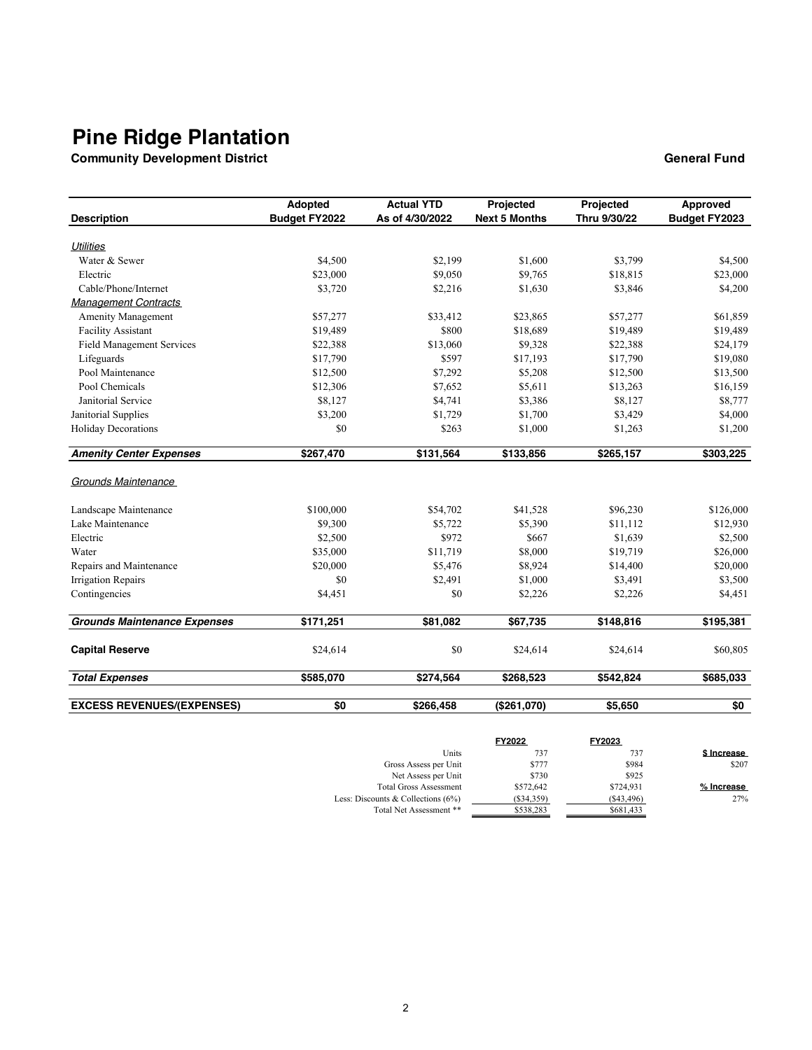# Pine Ridge Plantation

**Community Development District** **General Fund**

| Description | Adopted Budget FY2022 | Actual YTD As of 4/30/2022 | Projected Next 5 Months | Projected Thru 9/30/22 | Approved Budget FY2023 |
|---|---|---|---|---|---|
| ***Utilities*** | | | | | |
| Water & Sewer | $4,500 | $2,199 | $1,600 | $3,799 | $4,500 |
| Electric | $23,000 | $9,050 | $9,765 | $18,815 | $23,000 |
| Cable/Phone/Internet | $3,720 | $2,216 | $1,630 | $3,846 | $4,200 |
| ***Management Contracts*** | | | | | |
| Amenity Management | $57,277 | $33,412 | $23,865 | $57,277 | $61,859 |
| Facility Assistant | $19,489 | $800 | $18,689 | $19,489 | $19,489 |
| Field Management Services | $22,388 | $13,060 | $9,328 | $22,388 | $24,179 |
| Lifeguards | $17,790 | $597 | $17,193 | $17,790 | $19,080 |
| Pool Maintenance | $12,500 | $7,292 | $5,208 | $12,500 | $13,500 |
| Pool Chemicals | $12,306 | $7,652 | $5,611 | $13,263 | $16,159 |
| Janitorial Service | $8,127 | $4,741 | $3,386 | $8,127 | $8,777 |
| Janitorial Supplies | $3,200 | $1,729 | $1,700 | $3,429 | $4,000 |
| Holiday Decorations | $0 | $263 | $1,000 | $1,263 | $1,200 |
| ***Amenity Center Expenses*** | **$267,470** | **$131,564** | **$133,856** | **$265,157** | **$303,225** |
| ***Grounds Maintenance*** | | | | | |
| Landscape Maintenance | $100,000 | $54,702 | $41,528 | $96,230 | $126,000 |
| Lake Maintenance | $9,300 | $5,722 | $5,390 | $11,112 | $12,930 |
| Electric | $2,500 | $972 | $667 | $1,639 | $2,500 |
| Water | $35,000 | $11,719 | $8,000 | $19,719 | $26,000 |
| Repairs and Maintenance | $20,000 | $5,476 | $8,924 | $14,400 | $20,000 |
| Irrigation Repairs | $0 | $2,491 | $1,000 | $3,491 | $3,500 |
| Contingencies | $4,451 | $0 | $2,226 | $2,226 | $4,451 |
| ***Grounds Maintenance Expenses*** | **$171,251** | **$81,082** | **$67,735** | **$148,816** | **$195,381** |
| **Capital Reserve** | $24,614 | $0 | $24,614 | $24,614 | $60,805 |
| ***Total Expenses*** | **$585,070** | **$274,564** | **$268,523** | **$542,824** | **$685,033** |
| **EXCESS REVENUES/(EXPENSES)** | **$0** | **$266,458** | **($261,070)** | **$5,650** | **$0** |

| | FY2022 | FY2023 | |
|---|---|---|---|
| Units | 737 | 737 | **$ Increase** |
| Gross Assess per Unit | $777 | $984 | $207 |
| Net Assess per Unit | $730 | $925 | |
| Total Gross Assessment | $572,642 | $724,931 | **% Increase** |
| Less: Discounts & Collections (6%) | ($34,359) | ($43,496) | 27% |
| Total Net Assessment ** | $538,283 | $681,433 | |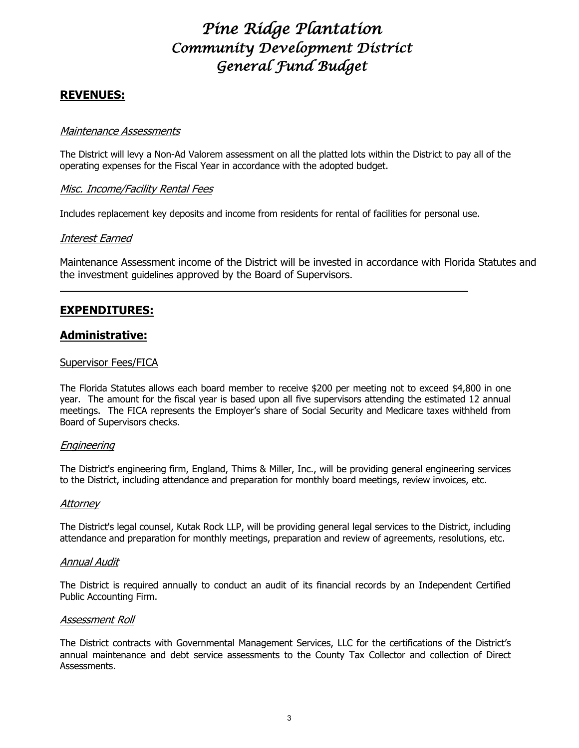# Pine Ridge Plantation
# Community Development District
# General Fund Budget

## REVENUES:

*Maintenance Assessments*

The District will levy a Non-Ad Valorem assessment on all the platted lots within the District to pay all of the operating expenses for the Fiscal Year in accordance with the adopted budget.

*Misc. Income/Facility Rental Fees*

Includes replacement key deposits and income from residents for rental of facilities for personal use.

*Interest Earned*

Maintenance Assessment income of the District will be invested in accordance with Florida Statutes and the investment guidelines approved by the Board of Supervisors.

---

## EXPENDITURES:

## Administrative:

Supervisor Fees/FICA

The Florida Statutes allows each board member to receive $200 per meeting not to exceed $4,800 in one year. The amount for the fiscal year is based upon all five supervisors attending the estimated 12 annual meetings. The FICA represents the Employer's share of Social Security and Medicare taxes withheld from Board of Supervisors checks.

*Engineering*

The District's engineering firm, England, Thims & Miller, Inc., will be providing general engineering services to the District, including attendance and preparation for monthly board meetings, review invoices, etc.

*Attorney*

The District's legal counsel, Kutak Rock LLP, will be providing general legal services to the District, including attendance and preparation for monthly meetings, preparation and review of agreements, resolutions, etc.

*Annual Audit*

The District is required annually to conduct an audit of its financial records by an Independent Certified Public Accounting Firm.

*Assessment Roll*

The District contracts with Governmental Management Services, LLC for the certifications of the District's annual maintenance and debt service assessments to the County Tax Collector and collection of Direct Assessments.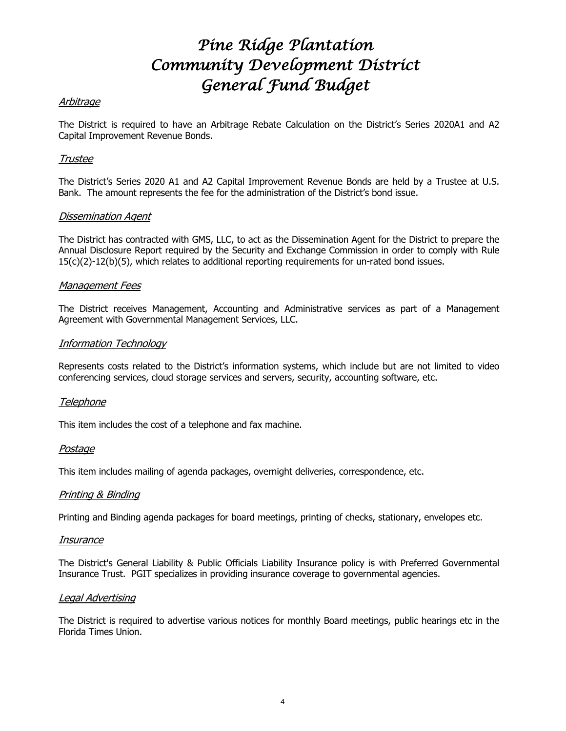# Pine Ridge Plantation Community Development District General Fund Budget

### *Arbitrage*

The District is required to have an Arbitrage Rebate Calculation on the District's Series 2020A1 and A2 Capital Improvement Revenue Bonds.

### *Trustee*

The District's Series 2020 A1 and A2 Capital Improvement Revenue Bonds are held by a Trustee at U.S. Bank. The amount represents the fee for the administration of the District's bond issue.

### *Dissemination Agent*

The District has contracted with GMS, LLC, to act as the Dissemination Agent for the District to prepare the Annual Disclosure Report required by the Security and Exchange Commission in order to comply with Rule 15(c)(2)-12(b)(5), which relates to additional reporting requirements for un-rated bond issues.

### *Management Fees*

The District receives Management, Accounting and Administrative services as part of a Management Agreement with Governmental Management Services, LLC.

### *Information Technology*

Represents costs related to the District's information systems, which include but are not limited to video conferencing services, cloud storage services and servers, security, accounting software, etc.

### *Telephone*

This item includes the cost of a telephone and fax machine.

### *Postage*

This item includes mailing of agenda packages, overnight deliveries, correspondence, etc.

### *Printing & Binding*

Printing and Binding agenda packages for board meetings, printing of checks, stationary, envelopes etc.

### *Insurance*

The District's General Liability & Public Officials Liability Insurance policy is with Preferred Governmental Insurance Trust. PGIT specializes in providing insurance coverage to governmental agencies.

### *Legal Advertising*

The District is required to advertise various notices for monthly Board meetings, public hearings etc in the Florida Times Union.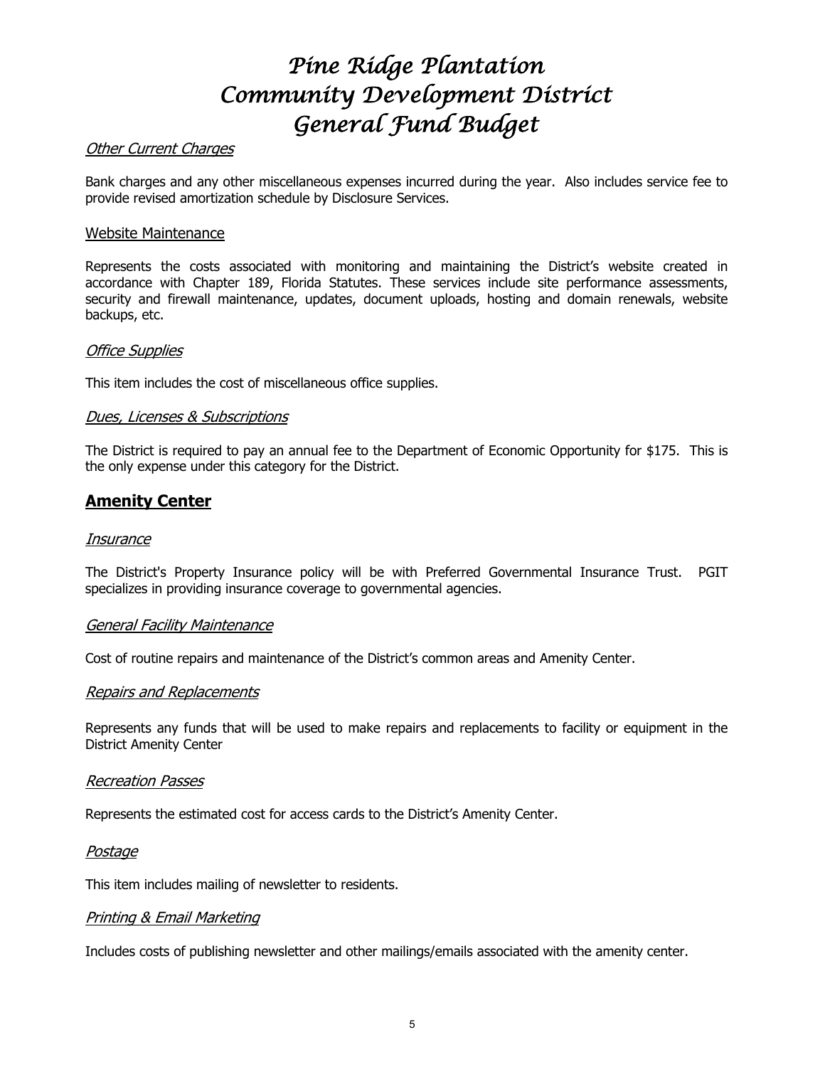# Pine Ridge Plantation
# Community Development District
# General Fund Budget

*Other Current Charges*

Bank charges and any other miscellaneous expenses incurred during the year. Also includes service fee to provide revised amortization schedule by Disclosure Services.

Website Maintenance

Represents the costs associated with monitoring and maintaining the District's website created in accordance with Chapter 189, Florida Statutes. These services include site performance assessments, security and firewall maintenance, updates, document uploads, hosting and domain renewals, website backups, etc.

*Office Supplies*

This item includes the cost of miscellaneous office supplies.

*Dues, Licenses & Subscriptions*

The District is required to pay an annual fee to the Department of Economic Opportunity for $175. This is the only expense under this category for the District.

## Amenity Center

*Insurance*

The District's Property Insurance policy will be with Preferred Governmental Insurance Trust. PGIT specializes in providing insurance coverage to governmental agencies.

*General Facility Maintenance*

Cost of routine repairs and maintenance of the District's common areas and Amenity Center.

*Repairs and Replacements*

Represents any funds that will be used to make repairs and replacements to facility or equipment in the District Amenity Center

*Recreation Passes*

Represents the estimated cost for access cards to the District's Amenity Center.

*Postage*

This item includes mailing of newsletter to residents.

*Printing & Email Marketing*

Includes costs of publishing newsletter and other mailings/emails associated with the amenity center.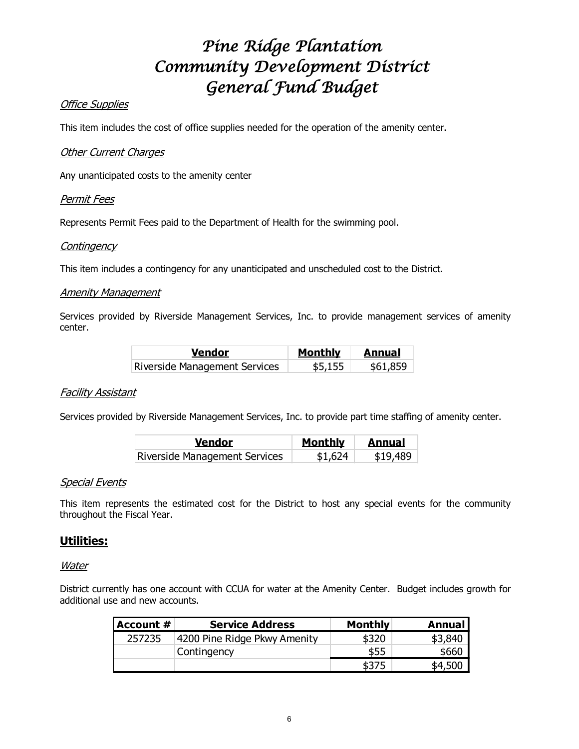# Pine Ridge Plantation Community Development District General Fund Budget

*Office Supplies*

This item includes the cost of office supplies needed for the operation of the amenity center.

*Other Current Charges*

Any unanticipated costs to the amenity center

*Permit Fees*

Represents Permit Fees paid to the Department of Health for the swimming pool.

*Contingency*

This item includes a contingency for any unanticipated and unscheduled cost to the District.

*Amenity Management*

Services provided by Riverside Management Services, Inc. to provide management services of amenity center.

| Vendor | Monthly | Annual |
|---|---|---|
| Riverside Management Services | $5,155 | $61,859 |

*Facility Assistant*

Services provided by Riverside Management Services, Inc. to provide part time staffing of amenity center.

| Vendor | Monthly | Annual |
|---|---|---|
| Riverside Management Services | $1,624 | $19,489 |

*Special Events*

This item represents the estimated cost for the District to host any special events for the community throughout the Fiscal Year.

## Utilities:

*Water*

District currently has one account with CCUA for water at the Amenity Center. Budget includes growth for additional use and new accounts.

| Account # | Service Address | Monthly | Annual |
|---|---|---|---|
| 257235 | 4200 Pine Ridge Pkwy Amenity | $320 | $3,840 |
| | Contingency | $55 | $660 |
| | | $375 | $4,500 |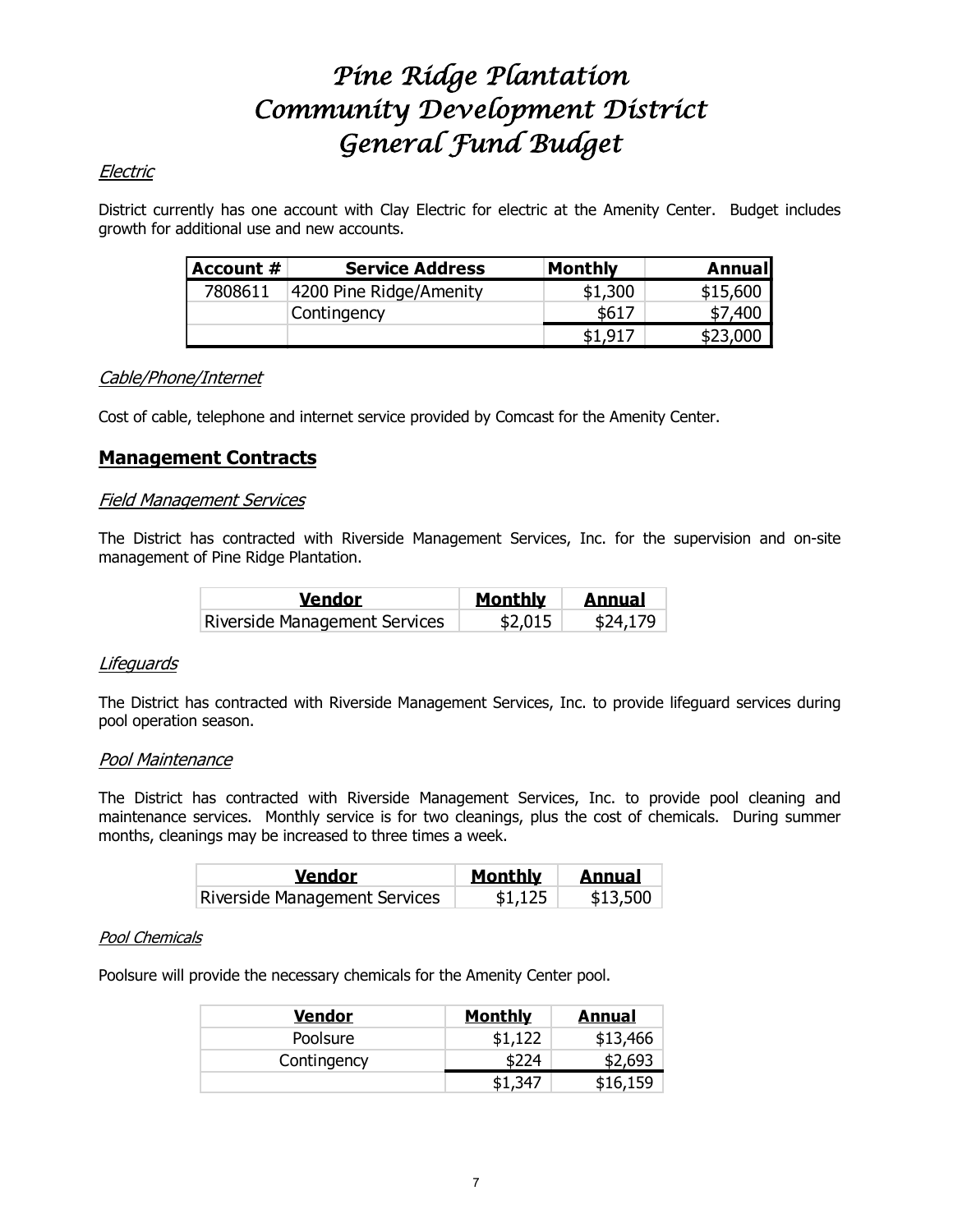# Pine Ridge Plantation Community Development District General Fund Budget

*Electric*

District currently has one account with Clay Electric for electric at the Amenity Center. Budget includes growth for additional use and new accounts.

| Account # | Service Address | Monthly | Annual |
|---|---|---|---|
| 7808611 | 4200 Pine Ridge/Amenity | $1,300 | $15,600 |
| | Contingency | $617 | $7,400 |
| | | $1,917 | $23,000 |

*Cable/Phone/Internet*

Cost of cable, telephone and internet service provided by Comcast for the Amenity Center.

## Management Contracts

*Field Management Services*

The District has contracted with Riverside Management Services, Inc. for the supervision and on-site management of Pine Ridge Plantation.

| Vendor | Monthly | Annual |
|---|---|---|
| Riverside Management Services | $2,015 | $24,179 |

*Lifeguards*

The District has contracted with Riverside Management Services, Inc. to provide lifeguard services during pool operation season.

*Pool Maintenance*

The District has contracted with Riverside Management Services, Inc. to provide pool cleaning and maintenance services. Monthly service is for two cleanings, plus the cost of chemicals. During summer months, cleanings may be increased to three times a week.

| Vendor | Monthly | Annual |
|---|---|---|
| Riverside Management Services | $1,125 | $13,500 |

*Pool Chemicals*

Poolsure will provide the necessary chemicals for the Amenity Center pool.

| Vendor | Monthly | Annual |
|---|---|---|
| Poolsure | $1,122 | $13,466 |
| Contingency | $224 | $2,693 |
| | $1,347 | $16,159 |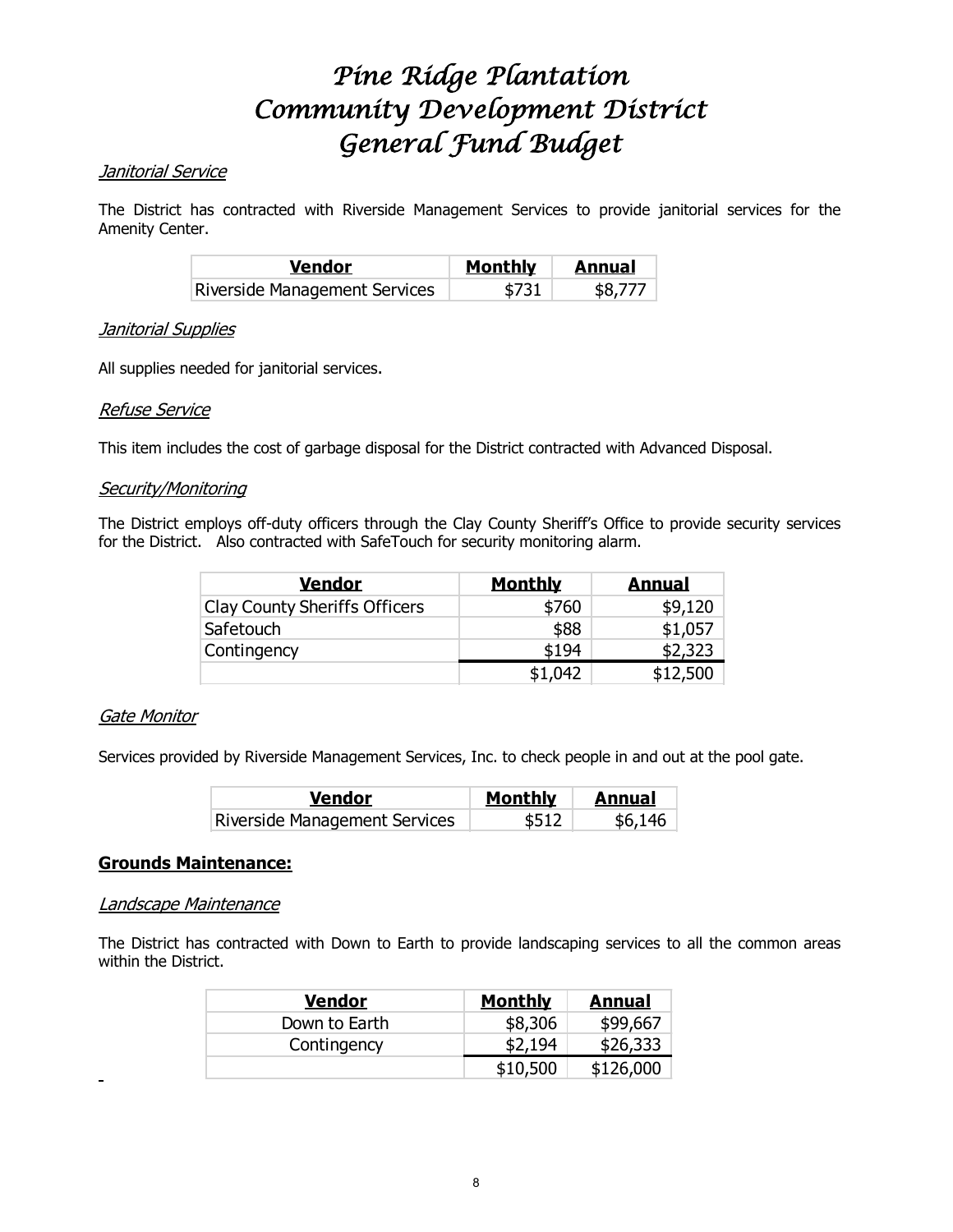# *Pine Ridge Plantation Community Development District General Fund Budget*

*Janitorial Service*

The District has contracted with Riverside Management Services to provide janitorial services for the Amenity Center.

| **Vendor** | **Monthly** | **Annual** |
|---|---|---|
| Riverside Management Services | $731 | $8,777 |

*Janitorial Supplies*

All supplies needed for janitorial services.

*Refuse Service*

This item includes the cost of garbage disposal for the District contracted with Advanced Disposal.

*Security/Monitoring*

The District employs off-duty officers through the Clay County Sheriff's Office to provide security services for the District. Also contracted with SafeTouch for security monitoring alarm.

| **Vendor** | **Monthly** | **Annual** |
|---|---|---|
| Clay County Sheriffs Officers | $760 | $9,120 |
| Safetouch | $88 | $1,057 |
| Contingency | $194 | $2,323 |
| | $1,042 | $12,500 |

*Gate Monitor*

Services provided by Riverside Management Services, Inc. to check people in and out at the pool gate.

| **Vendor** | **Monthly** | **Annual** |
|---|---|---|
| Riverside Management Services | $512 | $6,146 |

**Grounds Maintenance:**

*Landscape Maintenance*

The District has contracted with Down to Earth to provide landscaping services to all the common areas within the District.

| **Vendor** | **Monthly** | **Annual** |
|---|---|---|
| Down to Earth | $8,306 | $99,667 |
| Contingency | $2,194 | $26,333 |
| | $10,500 | $126,000 |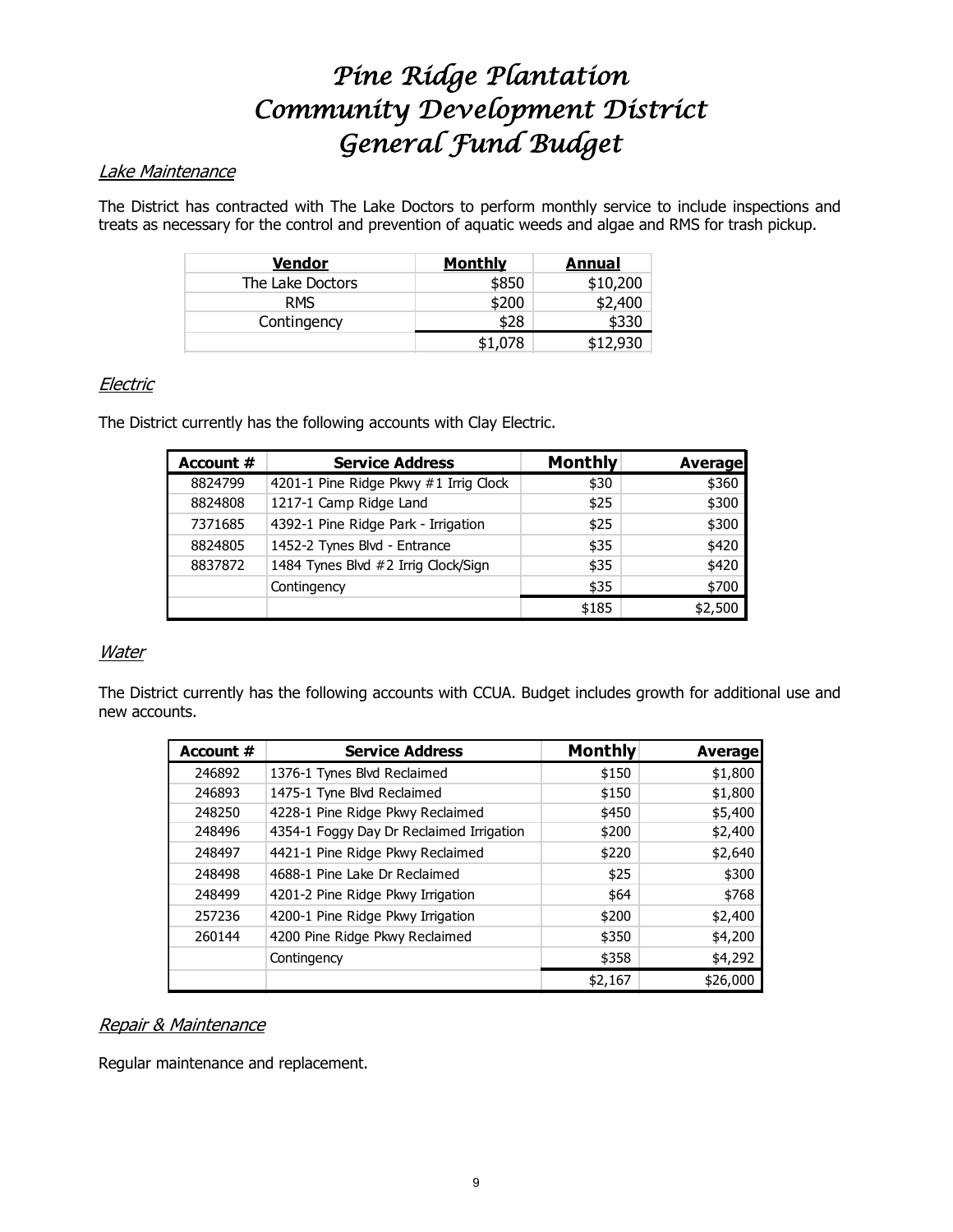# Pine Ridge Plantation Community Development District General Fund Budget

## *Lake Maintenance*

The District has contracted with The Lake Doctors to perform monthly service to include inspections and treats as necessary for the control and prevention of aquatic weeds and algae and RMS for trash pickup.

| Vendor | Monthly | Annual |
|---|---|---|
| The Lake Doctors | $850 | $10,200 |
| RMS | $200 | $2,400 |
| Contingency | $28 | $330 |
| | $1,078 | $12,930 |

## *Electric*

The District currently has the following accounts with Clay Electric.

| Account # | Service Address | Monthly | Average |
|---|---|---|---|
| 8824799 | 4201-1 Pine Ridge Pkwy #1 Irrig Clock | $30 | $360 |
| 8824808 | 1217-1 Camp Ridge Land | $25 | $300 |
| 7371685 | 4392-1 Pine Ridge Park - Irrigation | $25 | $300 |
| 8824805 | 1452-2 Tynes Blvd - Entrance | $35 | $420 |
| 8837872 | 1484 Tynes Blvd #2 Irrig Clock/Sign | $35 | $420 |
| | Contingency | $35 | $700 |
| | | $185 | $2,500 |

## *Water*

The District currently has the following accounts with CCUA. Budget includes growth for additional use and new accounts.

| Account # | Service Address | Monthly | Average |
|---|---|---|---|
| 246892 | 1376-1 Tynes Blvd Reclaimed | $150 | $1,800 |
| 246893 | 1475-1 Tyne Blvd Reclaimed | $150 | $1,800 |
| 248250 | 4228-1 Pine Ridge Pkwy Reclaimed | $450 | $5,400 |
| 248496 | 4354-1 Foggy Day Dr Reclaimed Irrigation | $200 | $2,400 |
| 248497 | 4421-1 Pine Ridge Pkwy Reclaimed | $220 | $2,640 |
| 248498 | 4688-1 Pine Lake Dr Reclaimed | $25 | $300 |
| 248499 | 4201-2 Pine Ridge Pkwy Irrigation | $64 | $768 |
| 257236 | 4200-1 Pine Ridge Pkwy Irrigation | $200 | $2,400 |
| 260144 | 4200 Pine Ridge Pkwy Reclaimed | $350 | $4,200 |
| | Contingency | $358 | $4,292 |
| | | $2,167 | $26,000 |

## *Repair & Maintenance*

Regular maintenance and replacement.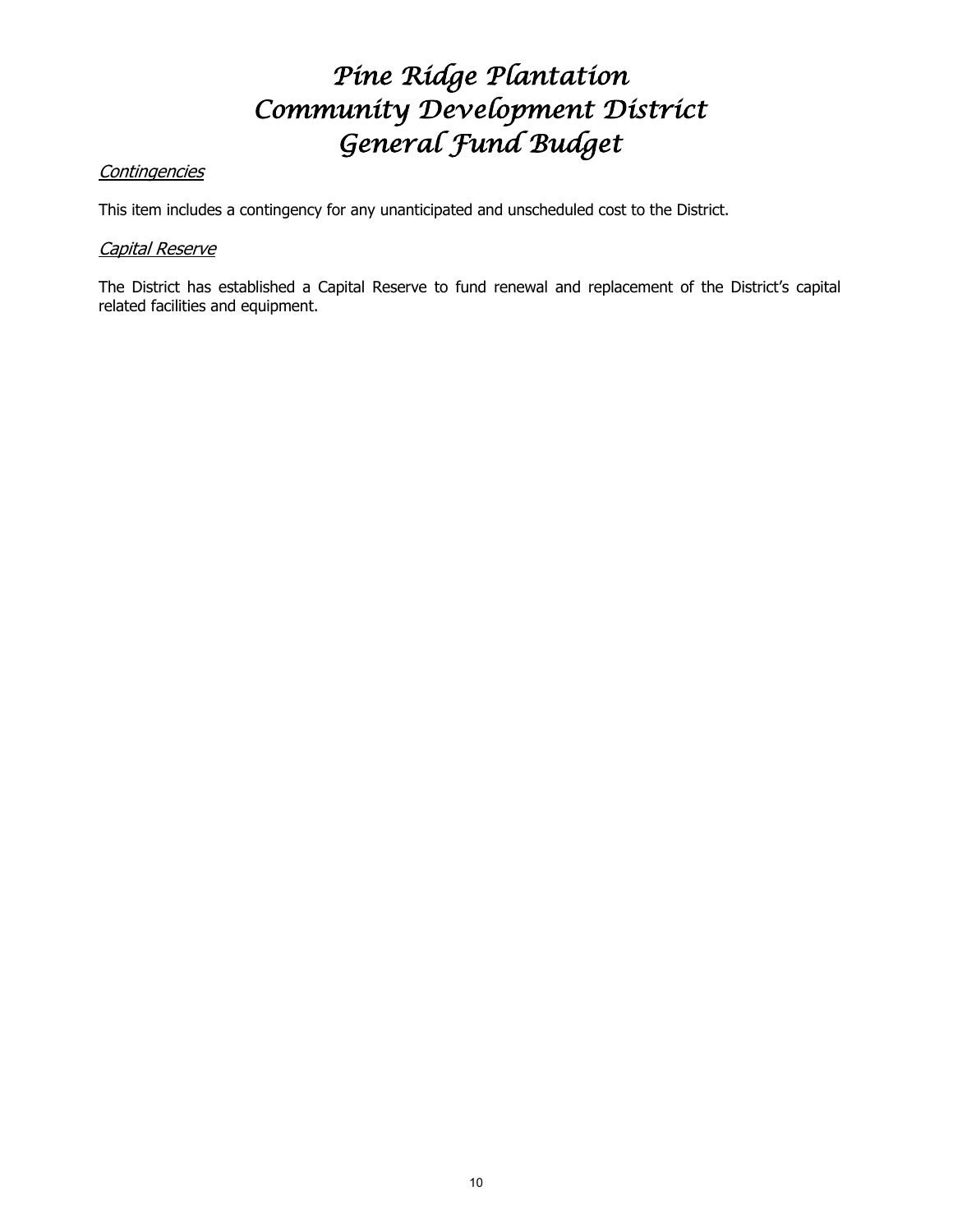# Pine Ridge Plantation
# Community Development District
# General Fund Budget

*Contingencies*

This item includes a contingency for any unanticipated and unscheduled cost to the District.

*Capital Reserve*

The District has established a Capital Reserve to fund renewal and replacement of the District's capital related facilities and equipment.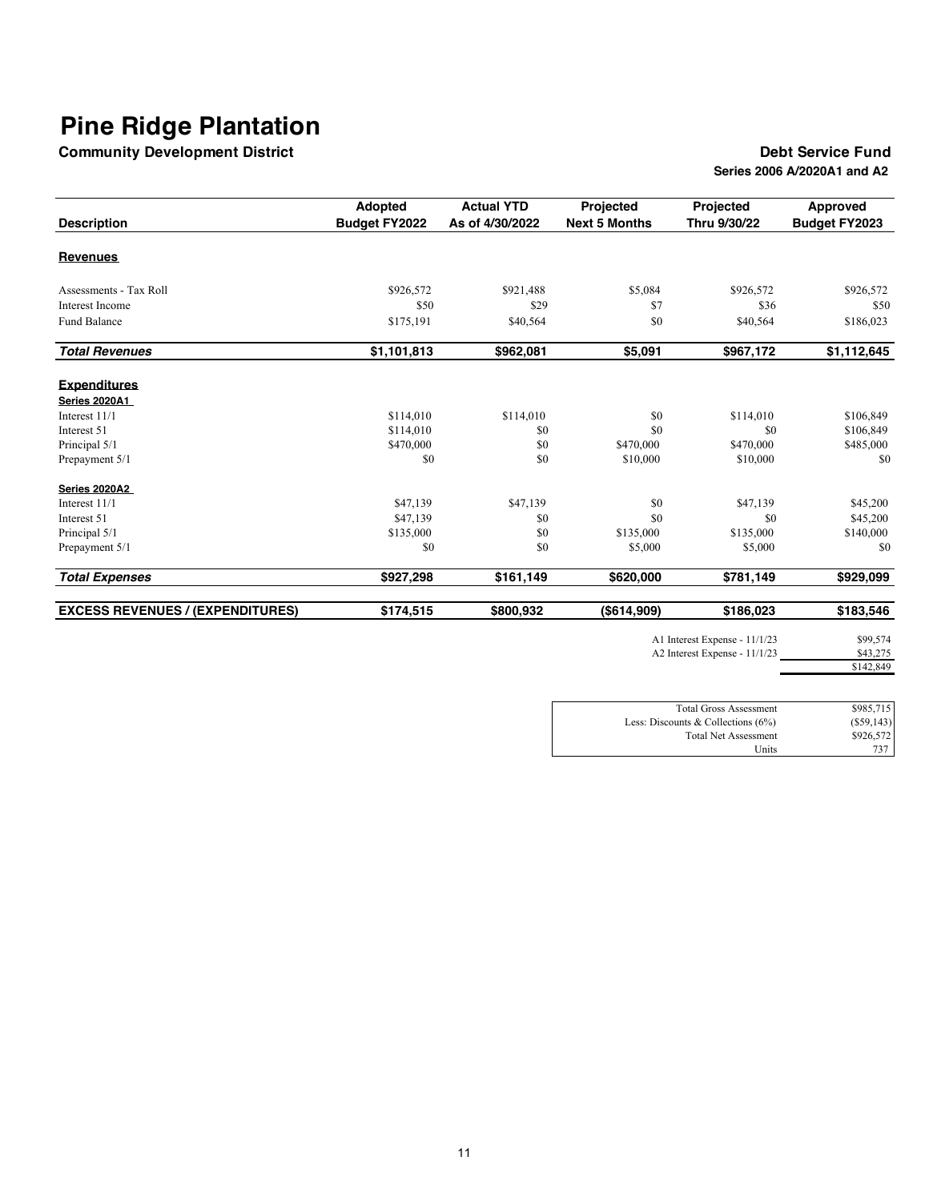# Pine Ridge Plantation

**Community Development District**

**Debt Service Fund**

**Series 2006 A/2020A1 and A2**

| Description | Adopted Budget FY2022 | Actual YTD As of 4/30/2022 | Projected Next 5 Months | Projected Thru 9/30/22 | Approved Budget FY2023 |
|---|---|---|---|---|---|
| **Revenues** | | | | | |
| Assessments - Tax Roll | $926,572 | $921,488 | $5,084 | $926,572 | $926,572 |
| Interest Income | $50 | $29 | $7 | $36 | $50 |
| Fund Balance | $175,191 | $40,564 | $0 | $40,564 | $186,023 |
| ***Total Revenues*** | **$1,101,813** | **$962,081** | **$5,091** | **$967,172** | **$1,112,645** |
| **Expenditures** | | | | | |
| **Series 2020A1** | | | | | |
| Interest 11/1 | $114,010 | $114,010 | $0 | $114,010 | $106,849 |
| Interest 51 | $114,010 | $0 | $0 | $0 | $106,849 |
| Principal 5/1 | $470,000 | $0 | $470,000 | $470,000 | $485,000 |
| Prepayment 5/1 | $0 | $0 | $10,000 | $10,000 | $0 |
| **Series 2020A2** | | | | | |
| Interest 11/1 | $47,139 | $47,139 | $0 | $47,139 | $45,200 |
| Interest 51 | $47,139 | $0 | $0 | $0 | $45,200 |
| Principal 5/1 | $135,000 | $0 | $135,000 | $135,000 | $140,000 |
| Prepayment 5/1 | $0 | $0 | $5,000 | $5,000 | $0 |
| ***Total Expenses*** | **$927,298** | **$161,149** | **$620,000** | **$781,149** | **$929,099** |
| **EXCESS REVENUES / (EXPENDITURES)** | **$174,515** | **$800,932** | **($614,909)** | **$186,023** | **$183,546** |

| | |
|---|---|
| A1 Interest Expense - 11/1/23 | $99,574 |
| A2 Interest Expense - 11/1/23 | $43,275 |
| | $142,849 |

| | |
|---|---|
| Total Gross Assessment | $985,715 |
| Less: Discounts & Collections (6%) | ($59,143) |
| Total Net Assessment | $926,572 |
| Units | 737 |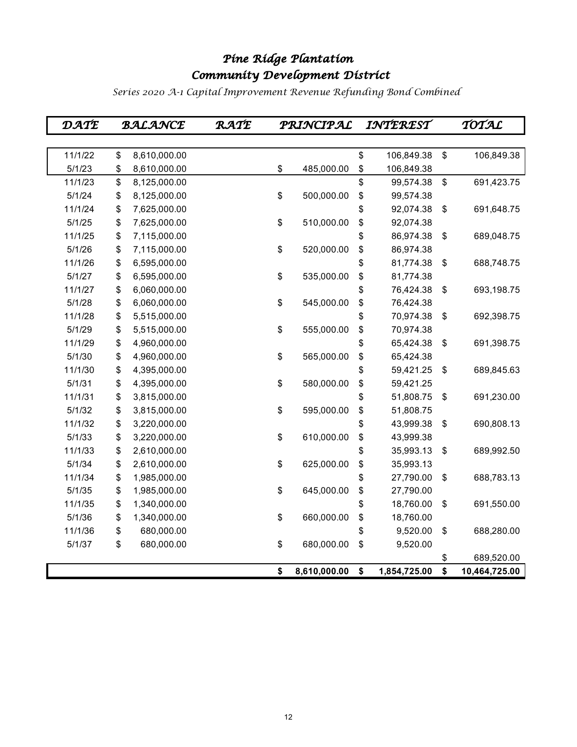# *Pine Ridge Plantation*
# *Community Development District*

*Series 2020 A-1 Capital Improvement Revenue Refunding Bond Combined*

| DATE | BALANCE | RATE | PRINCIPAL | INTEREST | TOTAL |
|---|---|---|---|---|---|
| 11/1/22 | $ 8,610,000.00 | | | $ 106,849.38 | $ 106,849.38 |
| 5/1/23 | $ 8,610,000.00 | | $ 485,000.00 | $ 106,849.38 | |
| 11/1/23 | $ 8,125,000.00 | | | $ 99,574.38 | $ 691,423.75 |
| 5/1/24 | $ 8,125,000.00 | | $ 500,000.00 | $ 99,574.38 | |
| 11/1/24 | $ 7,625,000.00 | | | $ 92,074.38 | $ 691,648.75 |
| 5/1/25 | $ 7,625,000.00 | | $ 510,000.00 | $ 92,074.38 | |
| 11/1/25 | $ 7,115,000.00 | | | $ 86,974.38 | $ 689,048.75 |
| 5/1/26 | $ 7,115,000.00 | | $ 520,000.00 | $ 86,974.38 | |
| 11/1/26 | $ 6,595,000.00 | | | $ 81,774.38 | $ 688,748.75 |
| 5/1/27 | $ 6,595,000.00 | | $ 535,000.00 | $ 81,774.38 | |
| 11/1/27 | $ 6,060,000.00 | | | $ 76,424.38 | $ 693,198.75 |
| 5/1/28 | $ 6,060,000.00 | | $ 545,000.00 | $ 76,424.38 | |
| 11/1/28 | $ 5,515,000.00 | | | $ 70,974.38 | $ 692,398.75 |
| 5/1/29 | $ 5,515,000.00 | | $ 555,000.00 | $ 70,974.38 | |
| 11/1/29 | $ 4,960,000.00 | | | $ 65,424.38 | $ 691,398.75 |
| 5/1/30 | $ 4,960,000.00 | | $ 565,000.00 | $ 65,424.38 | |
| 11/1/30 | $ 4,395,000.00 | | | $ 59,421.25 | $ 689,845.63 |
| 5/1/31 | $ 4,395,000.00 | | $ 580,000.00 | $ 59,421.25 | |
| 11/1/31 | $ 3,815,000.00 | | | $ 51,808.75 | $ 691,230.00 |
| 5/1/32 | $ 3,815,000.00 | | $ 595,000.00 | $ 51,808.75 | |
| 11/1/32 | $ 3,220,000.00 | | | $ 43,999.38 | $ 690,808.13 |
| 5/1/33 | $ 3,220,000.00 | | $ 610,000.00 | $ 43,999.38 | |
| 11/1/33 | $ 2,610,000.00 | | | $ 35,993.13 | $ 689,992.50 |
| 5/1/34 | $ 2,610,000.00 | | $ 625,000.00 | $ 35,993.13 | |
| 11/1/34 | $ 1,985,000.00 | | | $ 27,790.00 | $ 688,783.13 |
| 5/1/35 | $ 1,985,000.00 | | $ 645,000.00 | $ 27,790.00 | |
| 11/1/35 | $ 1,340,000.00 | | | $ 18,760.00 | $ 691,550.00 |
| 5/1/36 | $ 1,340,000.00 | | $ 660,000.00 | $ 18,760.00 | |
| 11/1/36 | $ 680,000.00 | | | $ 9,520.00 | $ 688,280.00 |
| 5/1/37 | $ 680,000.00 | | $ 680,000.00 | $ 9,520.00 | |
| | | | | | $ 689,520.00 |
| | | | **$ 8,610,000.00** | **$ 1,854,725.00** | **$ 10,464,725.00** |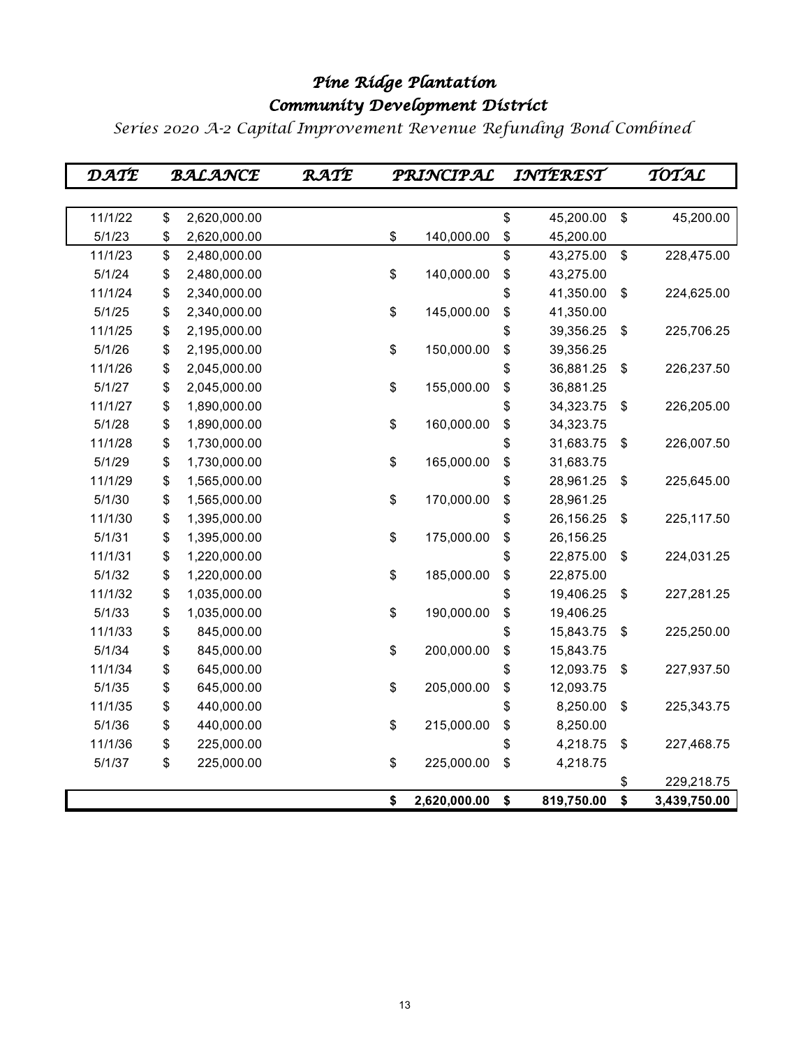# Pine Ridge Plantation
# Community Development District

## Series 2020 A-2 Capital Improvement Revenue Refunding Bond Combined

| DATE | BALANCE | RATE | PRINCIPAL | INTEREST | TOTAL |
|---|---|---|---|---|---|
| 11/1/22 | $ 2,620,000.00 | | | $ 45,200.00 | $ 45,200.00 |
| 5/1/23 | $ 2,620,000.00 | | $ 140,000.00 | $ 45,200.00 | |
| 11/1/23 | $ 2,480,000.00 | | | $ 43,275.00 | $ 228,475.00 |
| 5/1/24 | $ 2,480,000.00 | | $ 140,000.00 | $ 43,275.00 | |
| 11/1/24 | $ 2,340,000.00 | | | $ 41,350.00 | $ 224,625.00 |
| 5/1/25 | $ 2,340,000.00 | | $ 145,000.00 | $ 41,350.00 | |
| 11/1/25 | $ 2,195,000.00 | | | $ 39,356.25 | $ 225,706.25 |
| 5/1/26 | $ 2,195,000.00 | | $ 150,000.00 | $ 39,356.25 | |
| 11/1/26 | $ 2,045,000.00 | | | $ 36,881.25 | $ 226,237.50 |
| 5/1/27 | $ 2,045,000.00 | | $ 155,000.00 | $ 36,881.25 | |
| 11/1/27 | $ 1,890,000.00 | | | $ 34,323.75 | $ 226,205.00 |
| 5/1/28 | $ 1,890,000.00 | | $ 160,000.00 | $ 34,323.75 | |
| 11/1/28 | $ 1,730,000.00 | | | $ 31,683.75 | $ 226,007.50 |
| 5/1/29 | $ 1,730,000.00 | | $ 165,000.00 | $ 31,683.75 | |
| 11/1/29 | $ 1,565,000.00 | | | $ 28,961.25 | $ 225,645.00 |
| 5/1/30 | $ 1,565,000.00 | | $ 170,000.00 | $ 28,961.25 | |
| 11/1/30 | $ 1,395,000.00 | | | $ 26,156.25 | $ 225,117.50 |
| 5/1/31 | $ 1,395,000.00 | | $ 175,000.00 | $ 26,156.25 | |
| 11/1/31 | $ 1,220,000.00 | | | $ 22,875.00 | $ 224,031.25 |
| 5/1/32 | $ 1,220,000.00 | | $ 185,000.00 | $ 22,875.00 | |
| 11/1/32 | $ 1,035,000.00 | | | $ 19,406.25 | $ 227,281.25 |
| 5/1/33 | $ 1,035,000.00 | | $ 190,000.00 | $ 19,406.25 | |
| 11/1/33 | $ 845,000.00 | | | $ 15,843.75 | $ 225,250.00 |
| 5/1/34 | $ 845,000.00 | | $ 200,000.00 | $ 15,843.75 | |
| 11/1/34 | $ 645,000.00 | | | $ 12,093.75 | $ 227,937.50 |
| 5/1/35 | $ 645,000.00 | | $ 205,000.00 | $ 12,093.75 | |
| 11/1/35 | $ 440,000.00 | | | $ 8,250.00 | $ 225,343.75 |
| 5/1/36 | $ 440,000.00 | | $ 215,000.00 | $ 8,250.00 | |
| 11/1/36 | $ 225,000.00 | | | $ 4,218.75 | $ 227,468.75 |
| 5/1/37 | $ 225,000.00 | | $ 225,000.00 | $ 4,218.75 | |
| | | | | | $ 229,218.75 |
| | | | **$ 2,620,000.00** | **$ 819,750.00** | **$ 3,439,750.00** |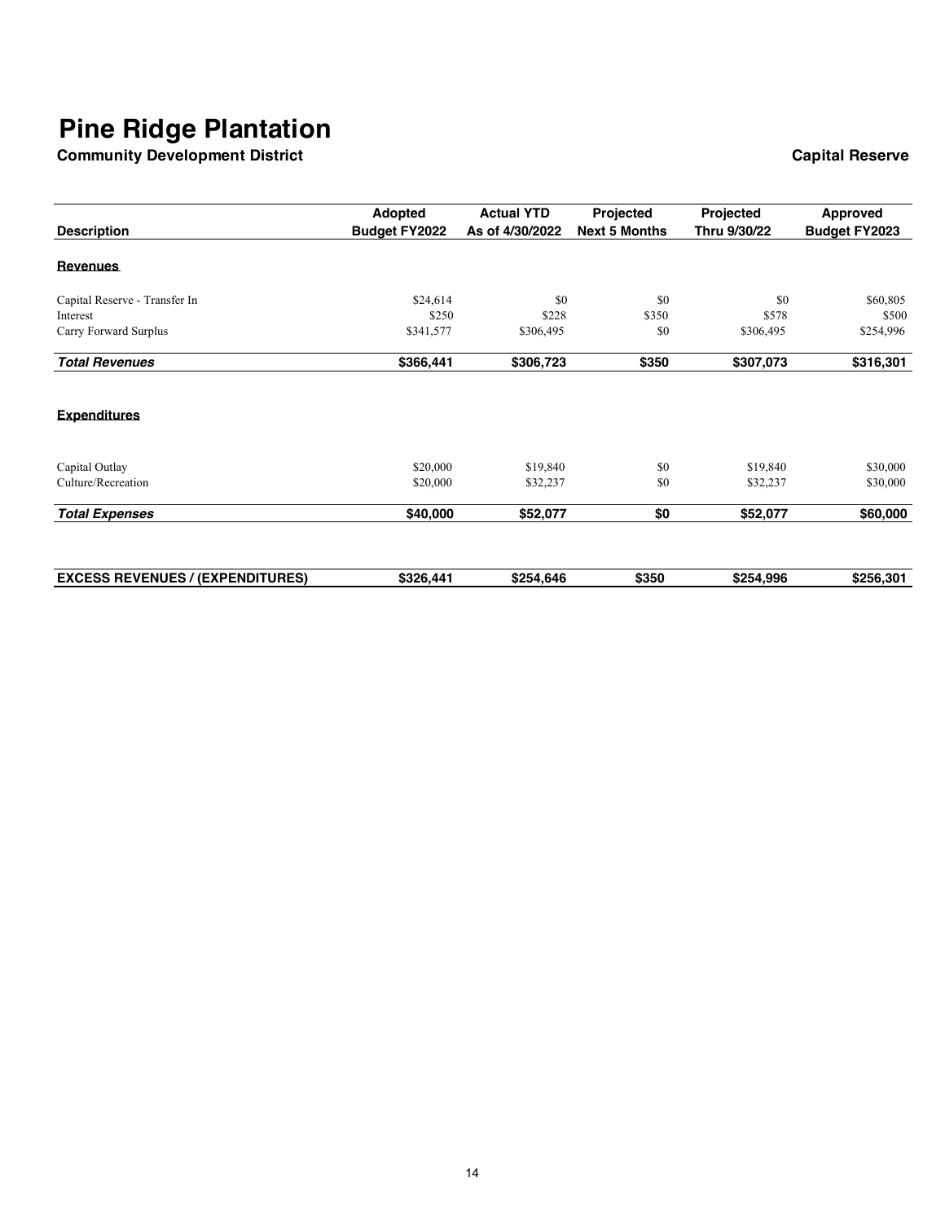# Pine Ridge Plantation

**Community Development District** **Capital Reserve**

| Description | Adopted Budget FY2022 | Actual YTD As of 4/30/2022 | Projected Next 5 Months | Projected Thru 9/30/22 | Approved Budget FY2023 |
|---|---|---|---|---|---|
| **Revenues** | | | | | |
| Capital Reserve - Transfer In | $24,614 | $0 | $0 | $0 | $60,805 |
| Interest | $250 | $228 | $350 | $578 | $500 |
| Carry Forward Surplus | $341,577 | $306,495 | $0 | $306,495 | $254,996 |
| ***Total Revenues*** | **$366,441** | **$306,723** | **$350** | **$307,073** | **$316,301** |
| **Expenditures** | | | | | |
| Capital Outlay | $20,000 | $19,840 | $0 | $19,840 | $30,000 |
| Culture/Recreation | $20,000 | $32,237 | $0 | $32,237 | $30,000 |
| ***Total Expenses*** | **$40,000** | **$52,077** | **$0** | **$52,077** | **$60,000** |
| **EXCESS REVENUES / (EXPENDITURES)** | **$326,441** | **$254,646** | **$350** | **$254,996** | **$256,301** |